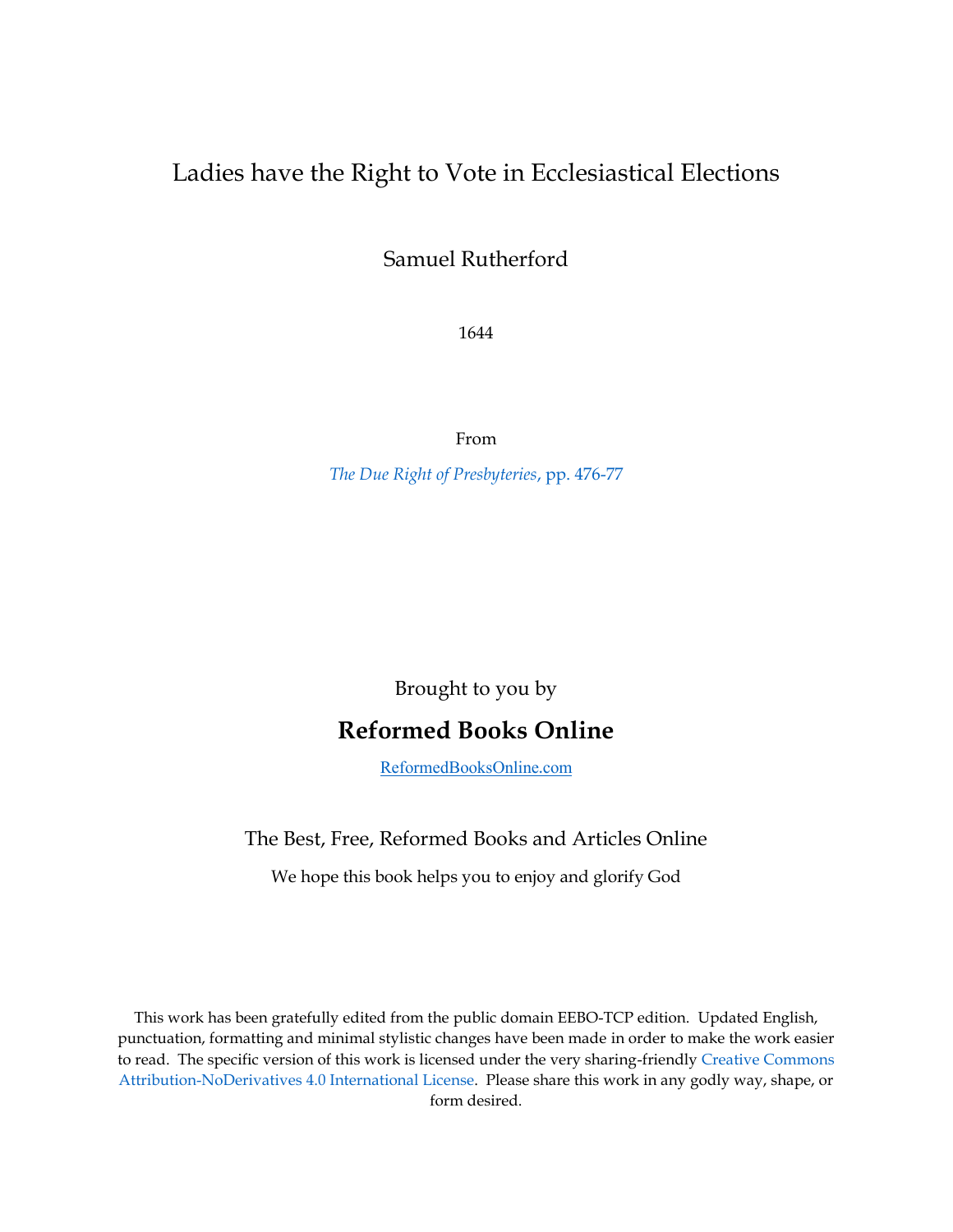# Ladies have the Right to Vote in Ecclesiastical Elections

Samuel Rutherford

1644

From

*The Due Right of Presbyteries*, pp. 476-77

Brought to you by

**Reformed Books Online**

ReformedBooksOnline.com

The Best, Free, Reformed Books and Articles Online

We hope this book helps you to enjoy and glorify God

This work has been gratefully edited from the public domain EEBO-TCP edition. Updated English, punctuation, formatting and minimal stylistic changes have been made in order to make the work easier to read. The specific version of this work is licensed under the very sharing-friendly Creative Commons Attribution-NoDerivatives 4.0 International License. Please share this work in any godly way, shape, or form desired.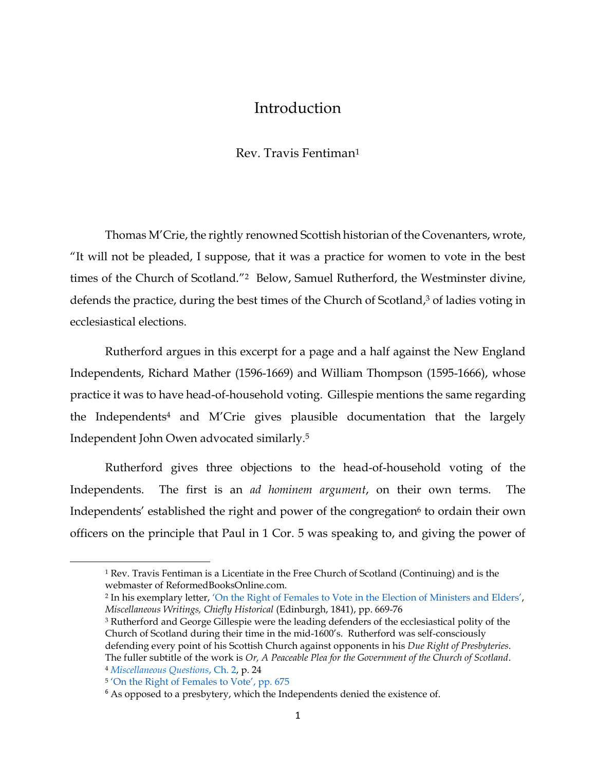# Introduction

Rev. Travis Fentiman[1]

Thomas M'Crie, the rightly renowned Scottish historian of the Covenanters, wrote, "It will not be pleaded, I suppose, that it was a practice for women to vote in the best times of the Church of Scotland."[2] Below, Samuel Rutherford, the Westminster divine, defends the practice, during the best times of the Church of Scotland,[3] of ladies voting in ecclesiastical elections.

Rutherford argues in this excerpt for a page and a half against the New England Independents, Richard Mather (1596-1669) and William Thompson (1595-1666), whose practice it was to have head-of-household voting. Gillespie mentions the same regarding the Independents[4] and M'Crie gives plausible documentation that the largely Independent John Owen advocated similarly.[5]

Rutherford gives three objections to the head-of-household voting of the Independents. The first is an *ad hominem argument*, on their own terms. The Independents' established the right and power of the congregation[6] to ordain their own officers on the principle that Paul in 1 Cor. 5 was speaking to, and giving the power of

---

[1] Rev. Travis Fentiman is a Licentiate in the Free Church of Scotland (Continuing) and is the webmaster of ReformedBooksOnline.com.

[2] In his exemplary letter, 'On the Right of Females to Vote in the Election of Ministers and Elders', *Miscellaneous Writings, Chiefly Historical* (Edinburgh, 1841), pp. 669-76

[3] Rutherford and George Gillespie were the leading defenders of the ecclesiastical polity of the Church of Scotland during their time in the mid-1600's. Rutherford was self-consciously defending every point of his Scottish Church against opponents in his *Due Right of Presbyteries*. The fuller subtitle of the work is *Or, A Peaceable Plea for the Government of the Church of Scotland*.

[4] *Miscellaneous Questions*, Ch. 2, p. 24

[5] 'On the Right of Females to Vote', pp. 675

[6] As opposed to a presbytery, which the Independents denied the existence of.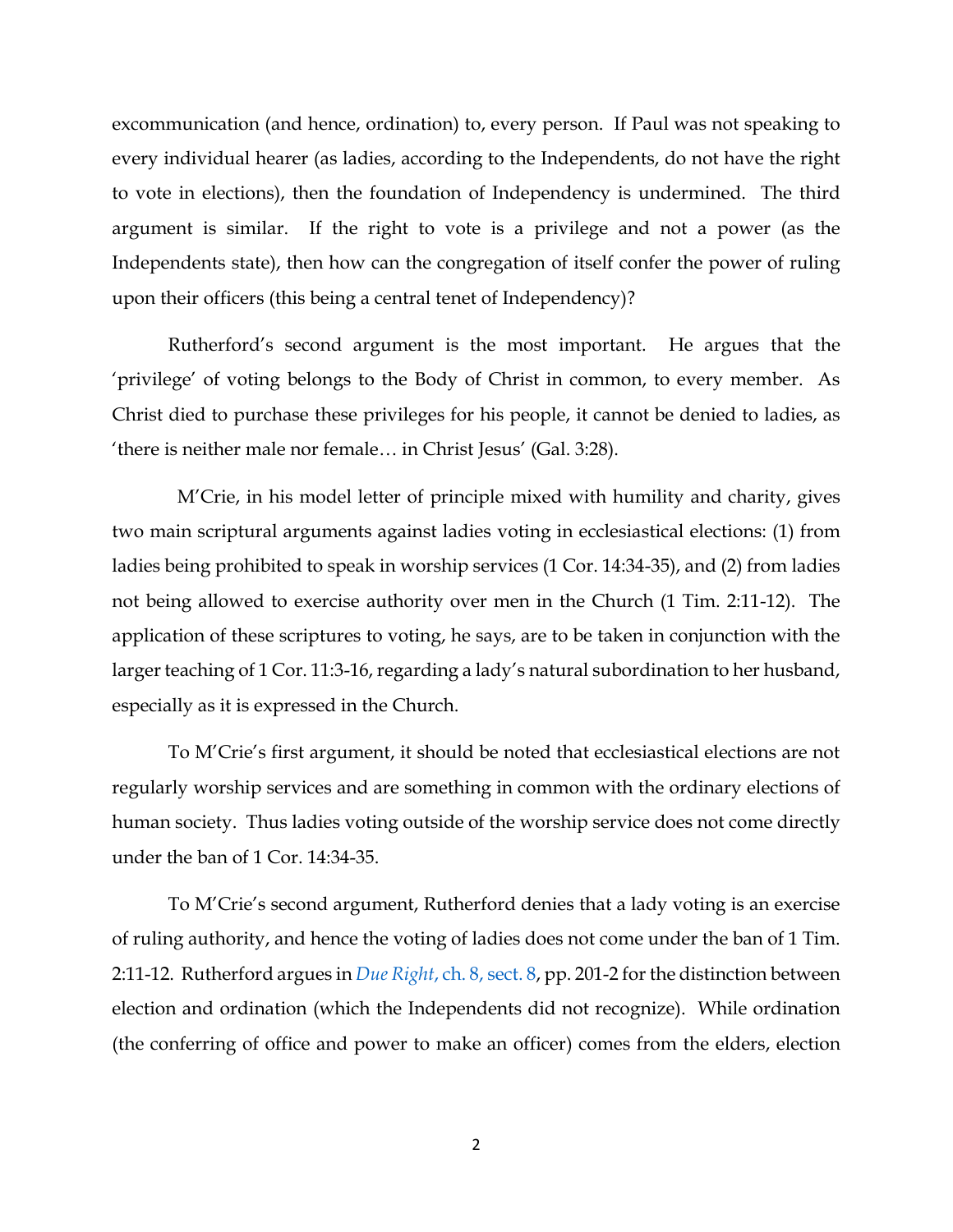excommunication (and hence, ordination) to, every person. If Paul was not speaking to every individual hearer (as ladies, according to the Independents, do not have the right to vote in elections), then the foundation of Independency is undermined. The third argument is similar. If the right to vote is a privilege and not a power (as the Independents state), then how can the congregation of itself confer the power of ruling upon their officers (this being a central tenet of Independency)?

Rutherford's second argument is the most important. He argues that the 'privilege' of voting belongs to the Body of Christ in common, to every member. As Christ died to purchase these privileges for his people, it cannot be denied to ladies, as 'there is neither male nor female… in Christ Jesus' (Gal. 3:28).

M'Crie, in his model letter of principle mixed with humility and charity, gives two main scriptural arguments against ladies voting in ecclesiastical elections: (1) from ladies being prohibited to speak in worship services (1 Cor. 14:34-35), and (2) from ladies not being allowed to exercise authority over men in the Church (1 Tim. 2:11-12). The application of these scriptures to voting, he says, are to be taken in conjunction with the larger teaching of 1 Cor. 11:3-16, regarding a lady's natural subordination to her husband, especially as it is expressed in the Church.

To M'Crie's first argument, it should be noted that ecclesiastical elections are not regularly worship services and are something in common with the ordinary elections of human society. Thus ladies voting outside of the worship service does not come directly under the ban of 1 Cor. 14:34-35.

To M'Crie's second argument, Rutherford denies that a lady voting is an exercise of ruling authority, and hence the voting of ladies does not come under the ban of 1 Tim. 2:11-12. Rutherford argues in *Due Right*, ch. 8, sect. 8, pp. 201-2 for the distinction between election and ordination (which the Independents did not recognize). While ordination (the conferring of office and power to make an officer) comes from the elders, election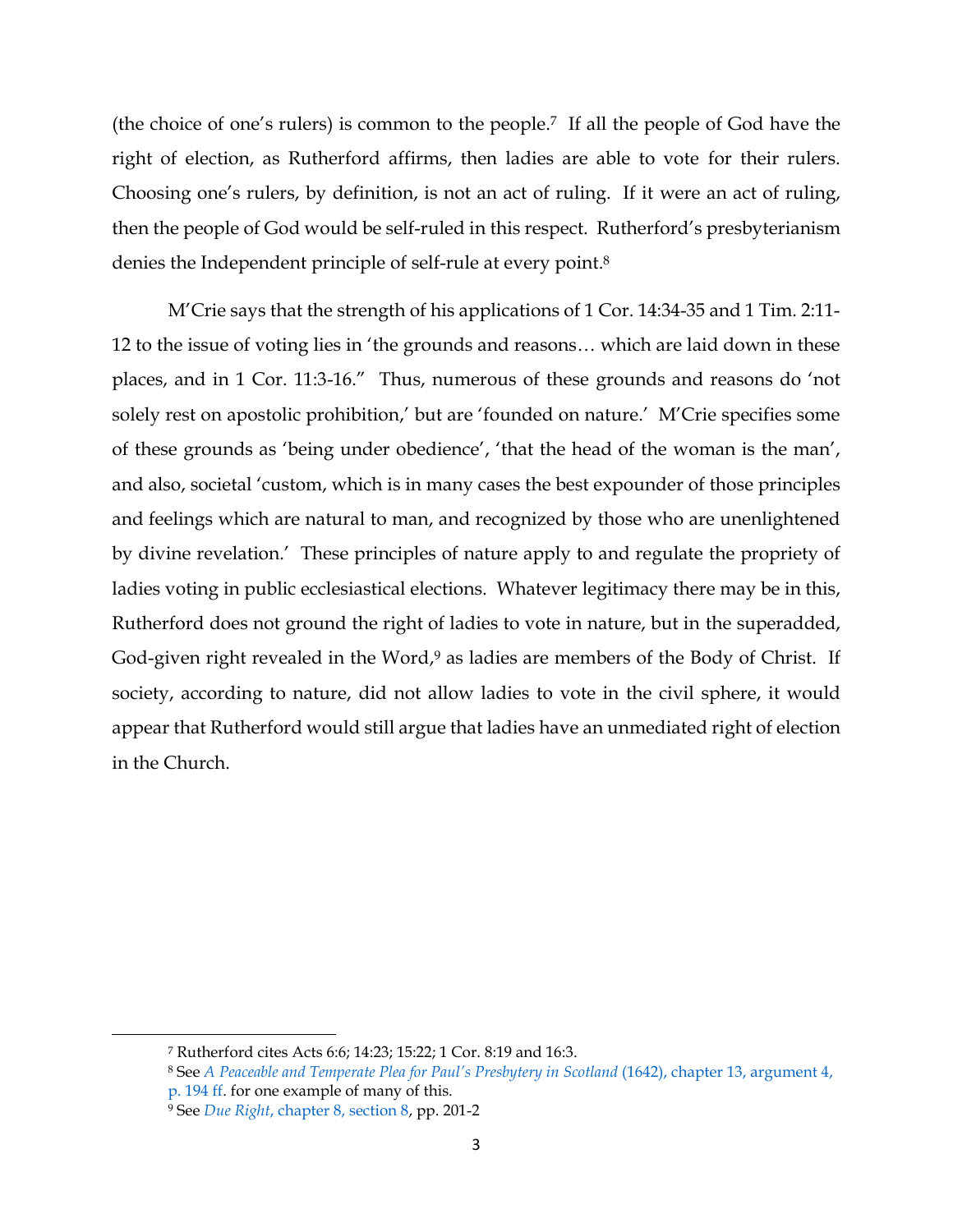(the choice of one's rulers) is common to the people.[7] If all the people of God have the right of election, as Rutherford affirms, then ladies are able to vote for their rulers. Choosing one's rulers, by definition, is not an act of ruling. If it were an act of ruling, then the people of God would be self-ruled in this respect. Rutherford's presbyterianism denies the Independent principle of self-rule at every point.[8]

M'Crie says that the strength of his applications of 1 Cor. 14:34-35 and 1 Tim. 2:11-12 to the issue of voting lies in 'the grounds and reasons… which are laid down in these places, and in 1 Cor. 11:3-16." Thus, numerous of these grounds and reasons do 'not solely rest on apostolic prohibition,' but are 'founded on nature.' M'Crie specifies some of these grounds as 'being under obedience', 'that the head of the woman is the man', and also, societal 'custom, which is in many cases the best expounder of those principles and feelings which are natural to man, and recognized by those who are unenlightened by divine revelation.' These principles of nature apply to and regulate the propriety of ladies voting in public ecclesiastical elections. Whatever legitimacy there may be in this, Rutherford does not ground the right of ladies to vote in nature, but in the superadded, God-given right revealed in the Word,[9] as ladies are members of the Body of Christ. If society, according to nature, did not allow ladies to vote in the civil sphere, it would appear that Rutherford would still argue that ladies have an unmediated right of election in the Church.

---

[7] Rutherford cites Acts 6:6; 14:23; 15:22; 1 Cor. 8:19 and 16:3.

[8] See *A Peaceable and Temperate Plea for Paul's Presbytery in Scotland* (1642), chapter 13, argument 4, p. 194 ff. for one example of many of this.

[9] See *Due Right*, chapter 8, section 8, pp. 201-2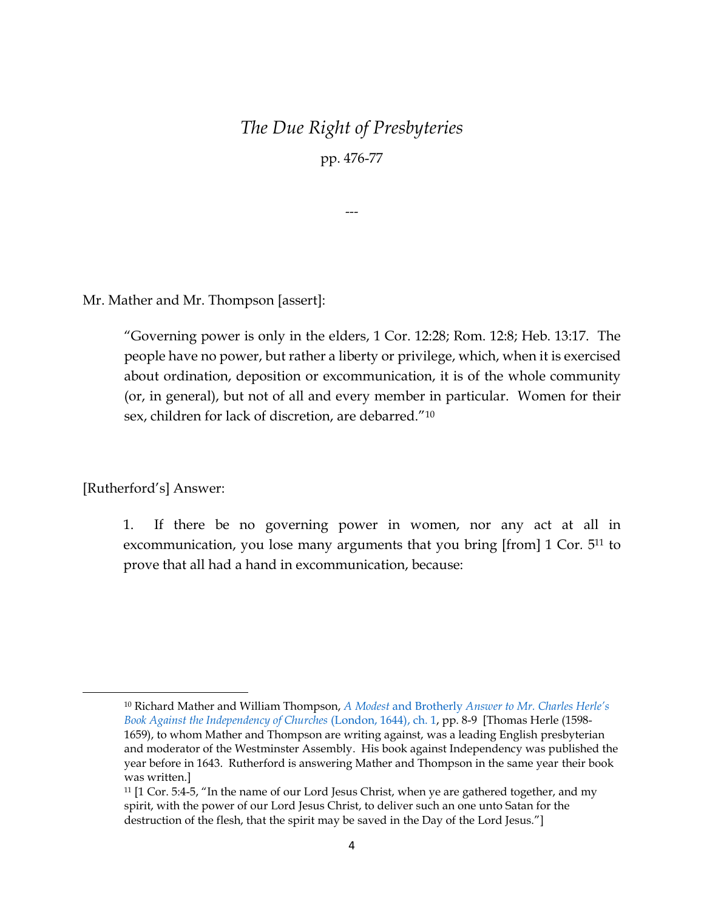# *The Due Right of Presbyteries*

pp. 476-77

---

Mr. Mather and Mr. Thompson [assert]:

> "Governing power is only in the elders, 1 Cor. 12:28; Rom. 12:8; Heb. 13:17. The people have no power, but rather a liberty or privilege, which, when it is exercised about ordination, deposition or excommunication, it is of the whole community (or, in general), but not of all and every member in particular. Women for their sex, children for lack of discretion, are debarred."[10]

[Rutherford's] Answer:

> 1. If there be no governing power in women, nor any act at all in excommunication, you lose many arguments that you bring [from] 1 Cor. 5[11] to prove that all had a hand in excommunication, because:

---

[10] Richard Mather and William Thompson, *A Modest* and Brotherly *Answer to Mr. Charles Herle's Book Against the Independency of Churches* (London, 1644), ch. 1, pp. 8-9 [Thomas Herle (1598-1659), to whom Mather and Thompson are writing against, was a leading English presbyterian and moderator of the Westminster Assembly. His book against Independency was published the year before in 1643. Rutherford is answering Mather and Thompson in the same year their book was written.]

[11] [1 Cor. 5:4-5, "In the name of our Lord Jesus Christ, when ye are gathered together, and my spirit, with the power of our Lord Jesus Christ, to deliver such an one unto Satan for the destruction of the flesh, that the spirit may be saved in the Day of the Lord Jesus."]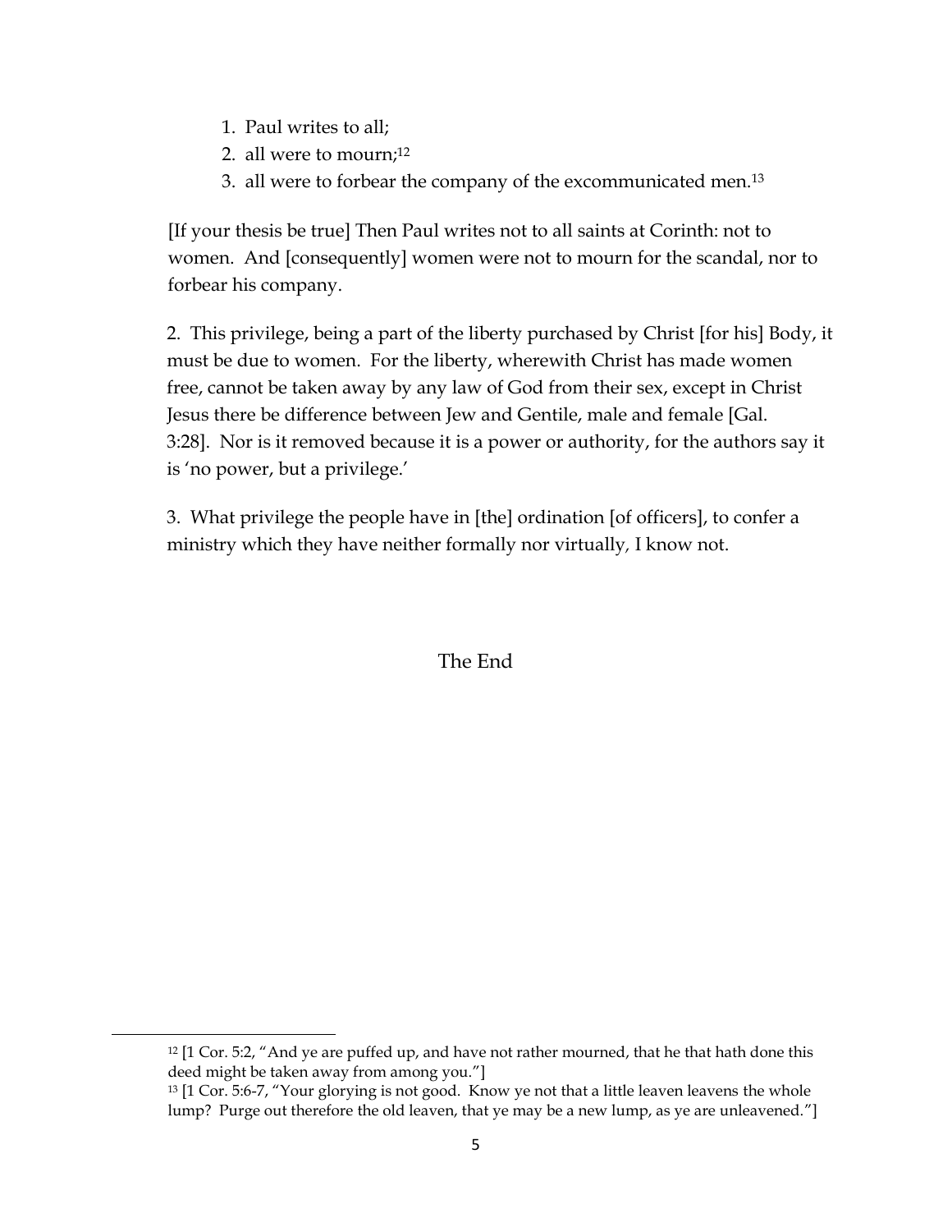1. Paul writes to all;
2. all were to mourn;[12]
3. all were to forbear the company of the excommunicated men.[13]

[If your thesis be true] Then Paul writes not to all saints at Corinth: not to women. And [consequently] women were not to mourn for the scandal, nor to forbear his company.

2. This privilege, being a part of the liberty purchased by Christ [for his] Body, it must be due to women. For the liberty, wherewith Christ has made women free, cannot be taken away by any law of God from their sex, except in Christ Jesus there be difference between Jew and Gentile, male and female [Gal. 3:28]. Nor is it removed because it is a power or authority, for the authors say it is 'no power, but a privilege.'

3. What privilege the people have in [the] ordination [of officers], to confer a ministry which they have neither formally nor virtually, I know not.

The End

---

[12] [1 Cor. 5:2, "And ye are puffed up, and have not rather mourned, that he that hath done this deed might be taken away from among you."]

[13] [1 Cor. 5:6-7, "Your glorying is not good. Know ye not that a little leaven leavens the whole lump? Purge out therefore the old leaven, that ye may be a new lump, as ye are unleavened."]